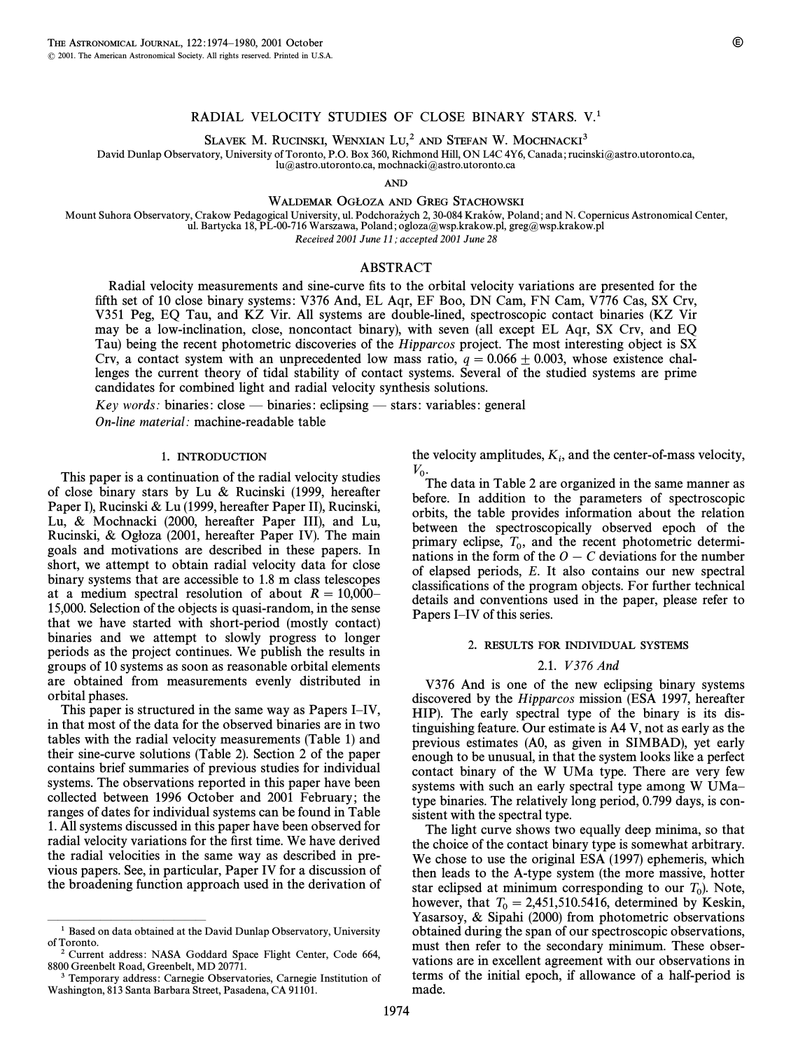# RADIAL VELOCITY STUDIES OF CLOSE BINARY STARS. V.[1]

SLAVEK M. RUCINSKI, WENXIAN LU,[2] AND STEFAN W. MOCHNACKI[3]

David Dunlap Observatory, University of Toronto, P.O. Box 360, Richmond Hill, ON L4C 4Y6, Canada; rucinski@astro.utoronto.ca, lu@astro.utoronto.ca, mochnacki@astro.utoronto.ca

AND

WALDEMAR OGŁOZA AND GREG STACHOWSKI

Mount Suhora Observatory, Crakow Pedagogical University, ul. Podchorażych 2, 30-084 Kraków, Poland; and N. Copernicus Astronomical Center, ul. Bartycka 18, PL-00-716 Warszawa, Poland; ogloza@wsp.krakow.pl, greg@wsp.krakow.pl

*Received 2001 June 11; accepted 2001 June 28*

## ABSTRACT

Radial velocity measurements and sine-curve fits to the orbital velocity variations are presented for the fifth set of 10 close binary systems: V376 And, EL Aqr, EF Boo, DN Cam, FN Cam, V776 Cas, SX Crv, V351 Peg, EQ Tau, and KZ Vir. All systems are double-lined, spectroscopic contact binaries (KZ Vir may be a low-inclination, close, noncontact binary), with seven (all except EL Aqr, SX Crv, and EQ Tau) being the recent photometric discoveries of the *Hipparcos* project. The most interesting object is SX Crv, a contact system with an unprecedented low mass ratio, $q = 0.066 \pm 0.003$, whose existence challenges the current theory of tidal stability of contact systems. Several of the studied systems are prime candidates for combined light and radial velocity synthesis solutions.

*Key words:* binaries: close — binaries: eclipsing — stars: variables: general

*On-line material:* machine-readable table

## 1. INTRODUCTION

This paper is a continuation of the radial velocity studies of close binary stars by Lu & Rucinski (1999, hereafter Paper I), Rucinski & Lu (1999, hereafter Paper II), Rucinski, Lu, & Mochnacki (2000, hereafter Paper III), and Lu, Rucinski, & Ogłoza (2001, hereafter Paper IV). The main goals and motivations are described in these papers. In short, we attempt to obtain radial velocity data for close binary systems that are accessible to 1.8 m class telescopes at a medium spectral resolution of about $R = 10{,}000$–$15{,}000$. Selection of the objects is quasi-random, in the sense that we have started with short-period (mostly contact) binaries and we attempt to slowly progress to longer periods as the project continues. We publish the results in groups of 10 systems as soon as reasonable orbital elements are obtained from measurements evenly distributed in orbital phases.

This paper is structured in the same way as Papers I–IV, in that most of the data for the observed binaries are in two tables with the radial velocity measurements (Table 1) and their sine-curve solutions (Table 2). Section 2 of the paper contains brief summaries of previous studies for individual systems. The observations reported in this paper have been collected between 1996 October and 2001 February; the ranges of dates for individual systems can be found in Table 1. All systems discussed in this paper have been observed for radial velocity variations for the first time. We have derived the radial velocities in the same way as described in previous papers. See, in particular, Paper IV for a discussion of the broadening function approach used in the derivation of the velocity amplitudes, $K_i$, and the center-of-mass velocity, $V_0$.

The data in Table 2 are organized in the same manner as before. In addition to the parameters of spectroscopic orbits, the table provides information about the relation between the spectroscopically observed epoch of the primary eclipse, $T_0$, and the recent photometric determinations in the form of the $O - C$ deviations for the number of elapsed periods, $E$. It also contains our new spectral classifications of the program objects. For further technical details and conventions used in the paper, please refer to Papers I–IV of this series.

## 2. RESULTS FOR INDIVIDUAL SYSTEMS

### 2.1. V376 And

V376 And is one of the new eclipsing binary systems discovered by the *Hipparcos* mission (ESA 1997, hereafter HIP). The early spectral type of the binary is its distinguishing feature. Our estimate is A4 V, not as early as the previous estimates (A0, as given in SIMBAD), yet early enough to be unusual, in that the system looks like a perfect contact binary of the W UMa type. There are very few systems with such an early spectral type among W UMa–type binaries. The relatively long period, 0.799 days, is consistent with the spectral type.

The light curve shows two equally deep minima, so that the choice of the contact binary type is somewhat arbitrary. We chose to use the original ESA (1997) ephemeris, which then leads to the A-type system (the more massive, hotter star eclipsed at minimum corresponding to our $T_0$). Note, however, that $T_0 = 2{,}451{,}510.5416$, determined by Keskin, Yasarsoy, & Sipahi (2000) from photometric observations obtained during the span of our spectroscopic observations, must then refer to the secondary minimum. These observations are in excellent agreement with our observations in terms of the initial epoch, if allowance of a half-period is made.

---

[1] Based on data obtained at the David Dunlap Observatory, University of Toronto.

[2] Current address: NASA Goddard Space Flight Center, Code 664, 8800 Greenbelt Road, Greenbelt, MD 20771.

[3] Temporary address: Carnegie Observatories, Carnegie Institution of Washington, 813 Santa Barbara Street, Pasadena, CA 91101.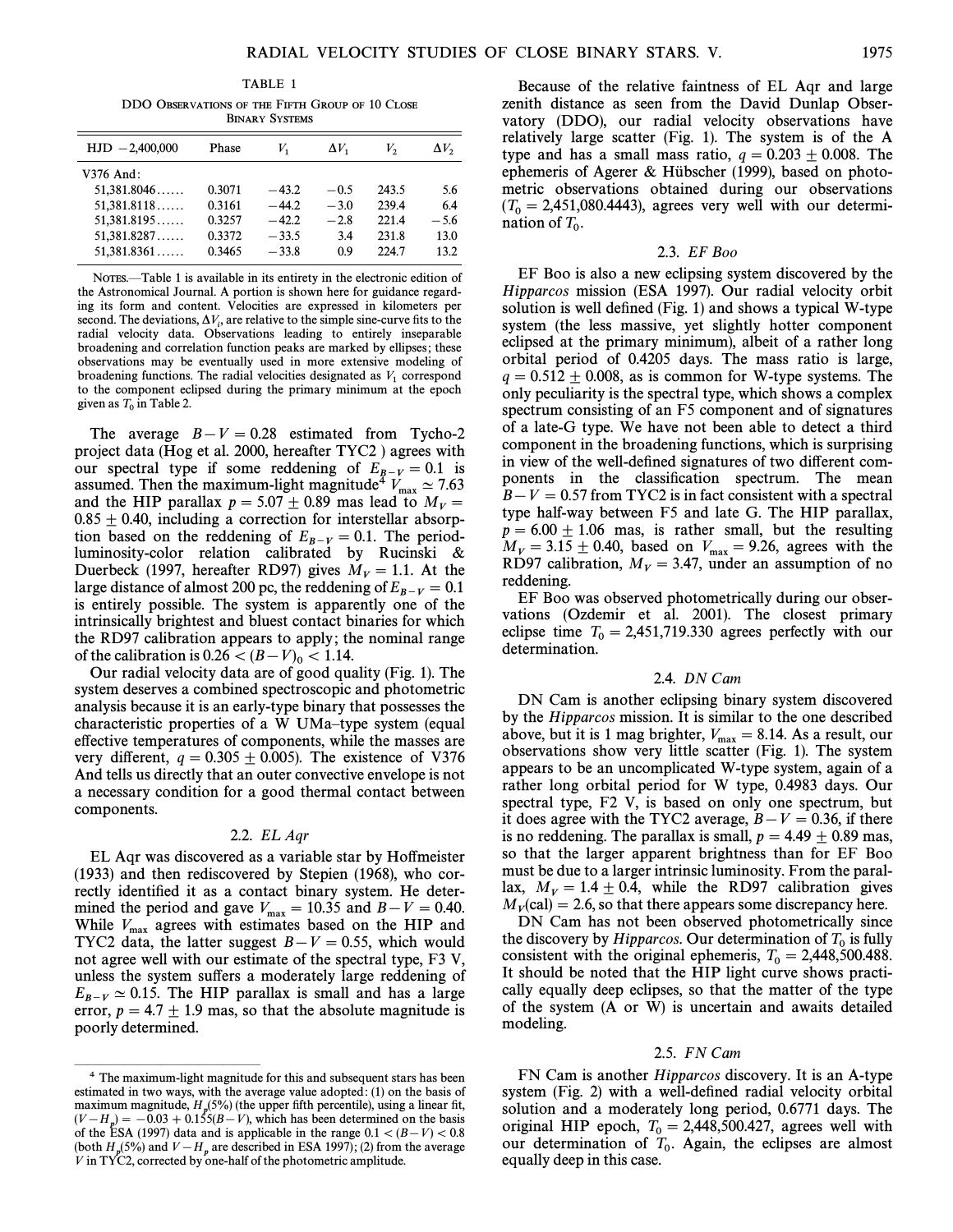TABLE 1

DDO Observations of the Fifth Group of 10 Close Binary Systems

| HJD −2,400,000 | Phase | $V_1$ | $\Delta V_1$ | $V_2$ | $\Delta V_2$ |
|---|---|---|---|---|---|
| V376 And: | | | | | |
| 51,381.8046...... | 0.3071 | −43.2 | −0.5 | 243.5 | 5.6 |
| 51,381.8118...... | 0.3161 | −44.2 | −3.0 | 239.4 | 6.4 |
| 51,381.8195...... | 0.3257 | −42.2 | −2.8 | 221.4 | −5.6 |
| 51,381.8287...... | 0.3372 | −33.5 | 3.4 | 231.8 | 13.0 |
| 51,381.8361...... | 0.3465 | −33.8 | 0.9 | 224.7 | 13.2 |

Notes.—Table 1 is available in its entirety in the electronic edition of the Astronomical Journal. A portion is shown here for guidance regarding its form and content. Velocities are expressed in kilometers per second. The deviations, $\Delta V_i$, are relative to the simple sine-curve fits to the radial velocity data. Observations leading to entirely inseparable broadening and correlation function peaks are marked by ellipses; these observations may be eventually used in more extensive modeling of broadening functions. The radial velocities designated as $V_1$ correspond to the component eclipsed during the primary minimum at the epoch given as $T_0$ in Table 2.

The average $B-V = 0.28$ estimated from Tycho-2 project data (Hog et al. 2000, hereafter TYC2 ) agrees with our spectral type if some reddening of $E_{B-V} = 0.1$ is assumed. Then the maximum-light magnitude[4] $V_{\rm max} \simeq 7.63$ and the HIP parallax $p = 5.07 \pm 0.89$ mas lead to $M_V = 0.85 \pm 0.40$, including a correction for interstellar absorption based on the reddening of $E_{B-V} = 0.1$. The period-luminosity-color relation calibrated by Rucinski & Duerbeck (1997, hereafter RD97) gives $M_V = 1.1$. At the large distance of almost 200 pc, the reddening of $E_{B-V} = 0.1$ is entirely possible. The system is apparently one of the intrinsically brightest and bluest contact binaries for which the RD97 calibration appears to apply; the nominal range of the calibration is $0.26 < (B-V)_0 < 1.14$.

Our radial velocity data are of good quality (Fig. 1). The system deserves a combined spectroscopic and photometric analysis because it is an early-type binary that possesses the characteristic properties of a W UMa–type system (equal effective temperatures of components, while the masses are very different, $q = 0.305 \pm 0.005$). The existence of V376 And tells us directly that an outer convective envelope is not a necessary condition for a good thermal contact between components.

### 2.2. *EL Aqr*

EL Aqr was discovered as a variable star by Hoffmeister (1933) and then rediscovered by Stepien (1968), who correctly identified it as a contact binary system. He determined the period and gave $V_{\rm max} = 10.35$ and $B-V = 0.40$. While $V_{\rm max}$ agrees with estimates based on the HIP and TYC2 data, the latter suggest $B-V = 0.55$, which would not agree well with our estimate of the spectral type, F3 V, unless the system suffers a moderately large reddening of $E_{B-V} \simeq 0.15$. The HIP parallax is small and has a large error, $p = 4.7 \pm 1.9$ mas, so that the absolute magnitude is poorly determined.

Because of the relative faintness of EL Aqr and large zenith distance as seen from the David Dunlap Observatory (DDO), our radial velocity observations have relatively large scatter (Fig. 1). The system is of the A type and has a small mass ratio, $q = 0.203 \pm 0.008$. The ephemeris of Agerer & Hübscher (1999), based on photometric observations obtained during our observations ($T_0 = 2{,}451{,}080.4443$), agrees very well with our determination of $T_0$.

### 2.3. *EF Boo*

EF Boo is also a new eclipsing system discovered by the *Hipparcos* mission (ESA 1997). Our radial velocity orbit solution is well defined (Fig. 1) and shows a typical W-type system (the less massive, yet slightly hotter component eclipsed at the primary minimum), albeit of a rather long orbital period of 0.4205 days. The mass ratio is large, $q = 0.512 \pm 0.008$, as is common for W-type systems. The only peculiarity is the spectral type, which shows a complex spectrum consisting of an F5 component and of signatures of a late-G type. We have not been able to detect a third component in the broadening functions, which is surprising in view of the well-defined signatures of two different components in the classification spectrum. The mean $B-V = 0.57$ from TYC2 is in fact consistent with a spectral type half-way between F5 and late G. The HIP parallax, $p = 6.00 \pm 1.06$ mas, is rather small, but the resulting $M_V = 3.15 \pm 0.40$, based on $V_{\rm max} = 9.26$, agrees with the RD97 calibration, $M_V = 3.47$, under an assumption of no reddening.

EF Boo was observed photometrically during our observations (Ozdemir et al. 2001). The closest primary eclipse time $T_0 = 2{,}451{,}719.330$ agrees perfectly with our determination.

### 2.4. *DN Cam*

DN Cam is another eclipsing binary system discovered by the *Hipparcos* mission. It is similar to the one described above, but it is 1 mag brighter, $V_{\rm max} = 8.14$. As a result, our observations show very little scatter (Fig. 1). The system appears to be an uncomplicated W-type system, again of a rather long orbital period for W type, 0.4983 days. Our spectral type, F2 V, is based on only one spectrum, but it does agree with the TYC2 average, $B-V = 0.36$, if there is no reddening. The parallax is small, $p = 4.49 \pm 0.89$ mas, so that the larger apparent brightness than for EF Boo must be due to a larger intrinsic luminosity. From the parallax, $M_V = 1.4 \pm 0.4$, while the RD97 calibration gives $M_V({\rm cal}) = 2.6$, so that there appears some discrepancy here.

DN Cam has not been observed photometrically since the discovery by *Hipparcos*. Our determination of $T_0$ is fully consistent with the original ephemeris, $T_0 = 2{,}448{,}500.488$. It should be noted that the HIP light curve shows practically equally deep eclipses, so that the matter of the type of the system (A or W) is uncertain and awaits detailed modeling.

### 2.5. *FN Cam*

FN Cam is another *Hipparcos* discovery. It is an A-type system (Fig. 2) with a well-defined radial velocity orbital solution and a moderately long period, 0.6771 days. The original HIP epoch, $T_0 = 2{,}448{,}500.427$, agrees well with our determination of $T_0$. Again, the eclipses are almost equally deep in this case.

---

[4] The maximum-light magnitude for this and subsequent stars has been estimated in two ways, with the average value adopted: (1) on the basis of maximum magnitude, $H_p(5\%)$ (the upper fifth percentile), using a linear fit, $(V-H_p) = -0.03 + 0.155(B-V)$, which has been determined on the basis of the ESA (1997) data and is applicable in the range $0.1 < (B-V) < 0.8$ (both $H_p(5\%)$ and $V-H_p$ are described in ESA 1997); (2) from the average $V$ in TYC2, corrected by one-half of the photometric amplitude.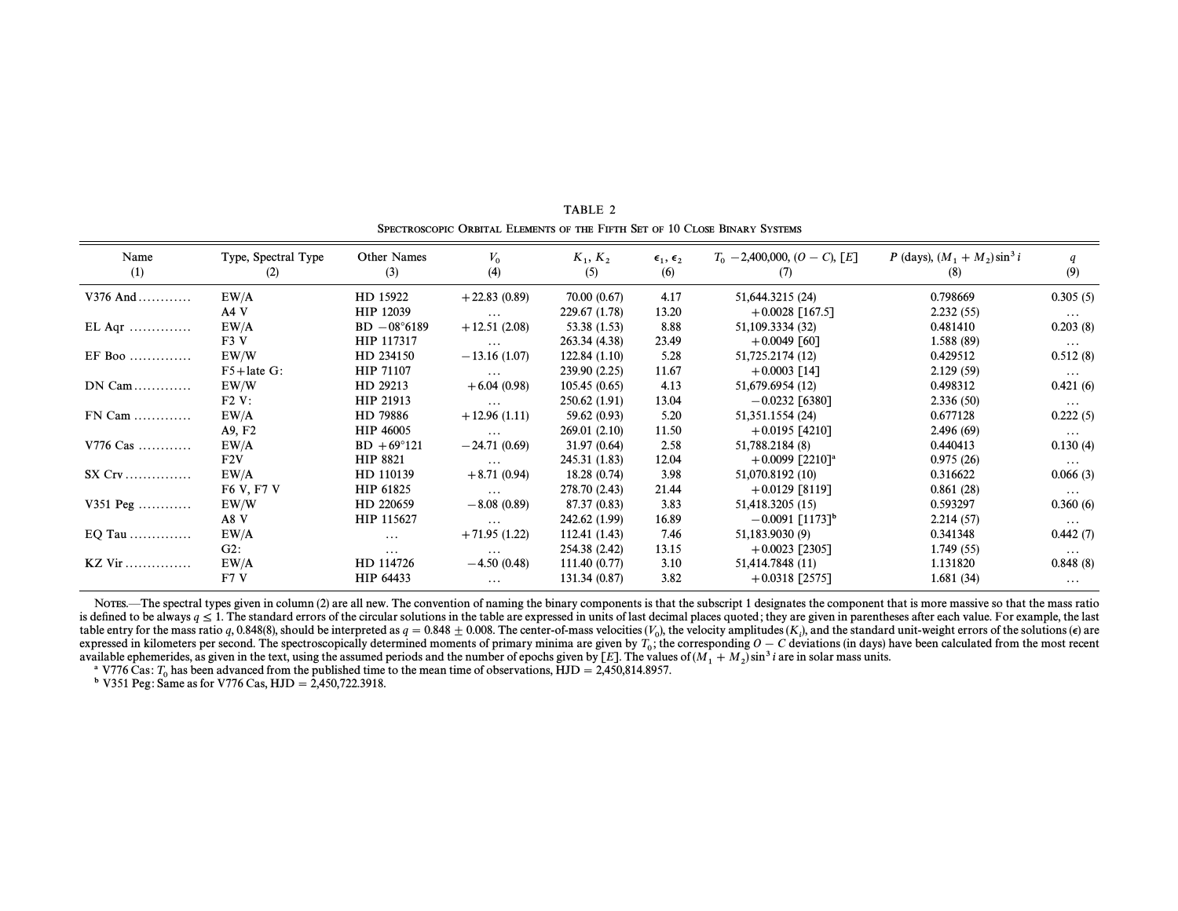TABLE 2

SPECTROSCOPIC ORBITAL ELEMENTS OF THE FIFTH SET OF 10 CLOSE BINARY SYSTEMS

| Name (1) | Type, Spectral Type (2) | Other Names (3) | $V_0$ (4) | $K_1$, $K_2$ (5) | $\epsilon_1$, $\epsilon_2$ (6) | $T_0$ −2,400,000, $(O-C)$, $[E]$ (7) | $P$ (days), $(M_1+M_2)\sin^3 i$ (8) | $q$ (9) |
|---|---|---|---|---|---|---|---|---|
| V376 And ........... | EW/A | HD 15922 | +22.83 (0.89) | 70.00 (0.67) | 4.17 | 51,644.3215 (24) | 0.798669 | 0.305 (5) |
| | A4 V | HIP 12039 | ... | 229.67 (1.78) | 13.20 | +0.0028 [167.5] | 2.232 (55) | ... |
| EL Aqr ............. | EW/A | BD −08°6189 | +12.51 (2.08) | 53.38 (1.53) | 8.88 | 51,109.3334 (32) | 0.481410 | 0.203 (8) |
| | F3 V | HIP 117317 | ... | 263.34 (4.38) | 23.49 | +0.0049 [60] | 1.588 (89) | ... |
| EF Boo ............. | EW/W | HD 234150 | −13.16 (1.07) | 122.84 (1.10) | 5.28 | 51,725.2174 (12) | 0.429512 | 0.512 (8) |
| | F5+late G: | HIP 71107 | ... | 239.90 (2.25) | 11.67 | +0.0003 [14] | 2.129 (59) | ... |
| DN Cam............ | EW/W | HD 29213 | +6.04 (0.98) | 105.45 (0.65) | 4.13 | 51,679.6954 (12) | 0.498312 | 0.421 (6) |
| | F2 V: | HIP 21913 | ... | 250.62 (1.91) | 13.04 | −0.0232 [6380] | 2.336 (50) | ... |
| FN Cam ............ | EW/A | HD 79886 | +12.96 (1.11) | 59.62 (0.93) | 5.20 | 51,351.1554 (24) | 0.677128 | 0.222 (5) |
| | A9, F2 | HIP 46005 | ... | 269.01 (2.10) | 11.50 | +0.0195 [4210] | 2.496 (69) | ... |
| V776 Cas ........... | EW/A | BD +69°121 | −24.71 (0.69) | 31.97 (0.64) | 2.58 | 51,788.2184 (8) | 0.440413 | 0.130 (4) |
| | F2V | HIP 8821 | ... | 245.31 (1.83) | 12.04 | +0.0099 [2210][a] | 0.975 (26) | ... |
| SX Crv.............. | EW/A | HD 110139 | +8.71 (0.94) | 18.28 (0.74) | 3.98 | 51,070.8192 (10) | 0.316622 | 0.066 (3) |
| | F6 V, F7 V | HIP 61825 | ... | 278.70 (2.43) | 21.44 | +0.0129 [8119] | 0.861 (28) | ... |
| V351 Peg ........... | EW/W | HD 220659 | −8.08 (0.89) | 87.37 (0.83) | 3.83 | 51,418.3205 (15) | 0.593297 | 0.360 (6) |
| | A8 V | HIP 115627 | ... | 242.62 (1.99) | 16.89 | −0.0091 [1173][b] | 2.214 (57) | ... |
| EQ Tau ............. | EW/A | ... | +71.95 (1.22) | 112.41 (1.43) | 7.46 | 51,183.9030 (9) | 0.341348 | 0.442 (7) |
| | G2: | ... | ... | 254.38 (2.42) | 13.15 | +0.0023 [2305] | 1.749 (55) | ... |
| KZ Vir .............. | EW/A | HD 114726 | −4.50 (0.48) | 111.40 (0.77) | 3.10 | 51,414.7848 (11) | 1.131820 | 0.848 (8) |
| | F7 V | HIP 64433 | ... | 131.34 (0.87) | 3.82 | +0.0318 [2575] | 1.681 (34) | ... |

NOTES.—The spectral types given in column (2) are all new. The convention of naming the binary components is that the subscript 1 designates the component that is more massive so that the mass ratio is defined to be always $q \leq 1$. The standard errors of the circular solutions in the table are expressed in units of last decimal places quoted; they are given in parentheses after each value. For example, the last table entry for the mass ratio $q$, 0.848(8), should be interpreted as $q = 0.848 \pm 0.008$. The center-of-mass velocities ($V_0$), the velocity amplitudes ($K_i$), and the standard unit-weight errors of the solutions ($\epsilon$) are expressed in kilometers per second. The spectroscopically determined moments of primary minima are given by $T_0$; the corresponding $O-C$ deviations (in days) have been calculated from the most recent available ephemerides, as given in the text, using the assumed periods and the number of epochs given by $[E]$. The values of $(M_1+M_2)\sin^3 i$ are in solar mass units.

[a] V776 Cas: $T_0$ has been advanced from the published time to the mean time of observations, HJD = 2,450,814.8957.

[b] V351 Peg: Same as for V776 Cas, HJD = 2,450,722.3918.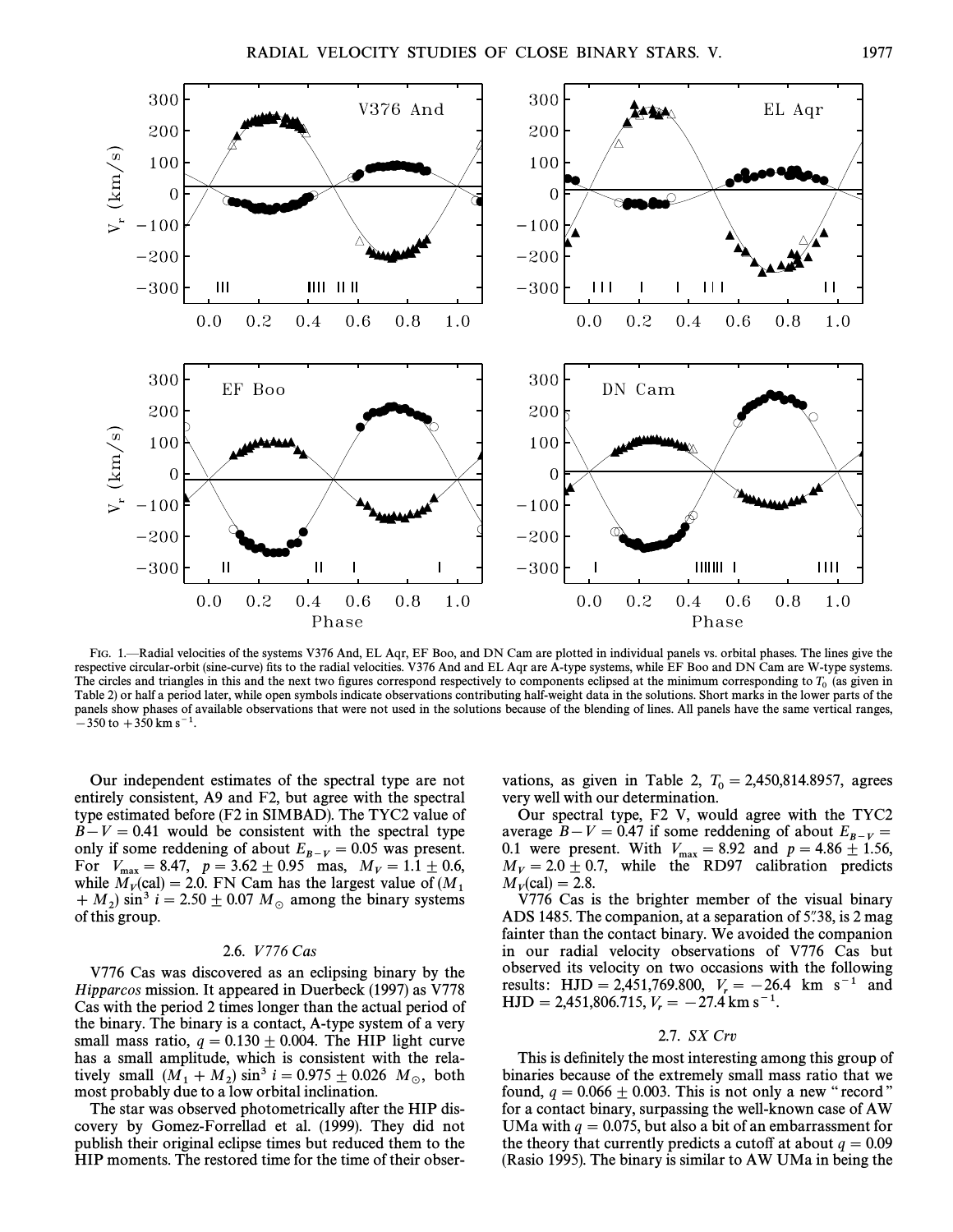FIG. 1.—Radial velocities of the systems V376 And, EL Aqr, EF Boo, and DN Cam are plotted in individual panels vs. orbital phases. The lines give the respective circular-orbit (sine-curve) fits to the radial velocities. V376 And and EL Aqr are A-type systems, while EF Boo and DN Cam are W-type systems. The circles and triangles in this and the next two figures correspond respectively to components eclipsed at the minimum corresponding to $T_0$ (as given in Table 2) or half a period later, while open symbols indicate observations contributing half-weight data in the solutions. Short marks in the lower parts of the panels show phases of available observations that were not used in the solutions because of the blending of lines. All panels have the same vertical ranges, $-350$ to $+350$ km s$^{-1}$.

Our independent estimates of the spectral type are not entirely consistent, A9 and F2, but agree with the spectral type estimated before (F2 in SIMBAD). The TYC2 value of $B-V = 0.41$ would be consistent with the spectral type only if some reddening of about $E_{B-V} = 0.05$ was present. For $V_{max} = 8.47$, $p = 3.62 \pm 0.95$ mas, $M_V = 1.1 \pm 0.6$, while $M_V(\mathrm{cal}) = 2.0$. FN Cam has the largest value of $(M_1 + M_2) \sin^3 i = 2.50 \pm 0.07\ M_\odot$ among the binary systems of this group.

### 2.6. *V776 Cas*

V776 Cas was discovered as an eclipsing binary by the *Hipparcos* mission. It appeared in Duerbeck (1997) as V778 Cas with the period 2 times longer than the actual period of the binary. The binary is a contact, A-type system of a very small mass ratio, $q = 0.130 \pm 0.004$. The HIP light curve has a small amplitude, which is consistent with the relatively small $(M_1 + M_2) \sin^3 i = 0.975 \pm 0.026\ M_\odot$, both most probably due to a low orbital inclination.

The star was observed photometrically after the HIP discovery by Gomez-Forrellad et al. (1999). They did not publish their original eclipse times but reduced them to the HIP moments. The restored time for the time of their observations, as given in Table 2, $T_0 = 2{,}450{,}814.8957$, agrees very well with our determination.

Our spectral type, F2 V, would agree with the TYC2 average $B-V = 0.47$ if some reddening of about $E_{B-V} = 0.1$ were present. With $V_{max} = 8.92$ and $p = 4.86 \pm 1.56$, $M_V = 2.0 \pm 0.7$, while the RD97 calibration predicts $M_V(\mathrm{cal}) = 2.8$.

V776 Cas is the brighter member of the visual binary ADS 1485. The companion, at a separation of 5".38, is 2 mag fainter than the contact binary. We avoided the companion in our radial velocity observations of V776 Cas but observed its velocity on two occasions with the following results: HJD = 2,451,769.800, $V_r = -26.4$ km s$^{-1}$ and HJD = 2,451,806.715, $V_r = -27.4$ km s$^{-1}$.

### 2.7. *SX Crv*

This is definitely the most interesting among this group of binaries because of the extremely small mass ratio that we found, $q = 0.066 \pm 0.003$. This is not only a new "record" for a contact binary, surpassing the well-known case of AW UMa with $q = 0.075$, but also a bit of an embarrassment for the theory that currently predicts a cutoff at about $q = 0.09$ (Rasio 1995). The binary is similar to AW UMa in being the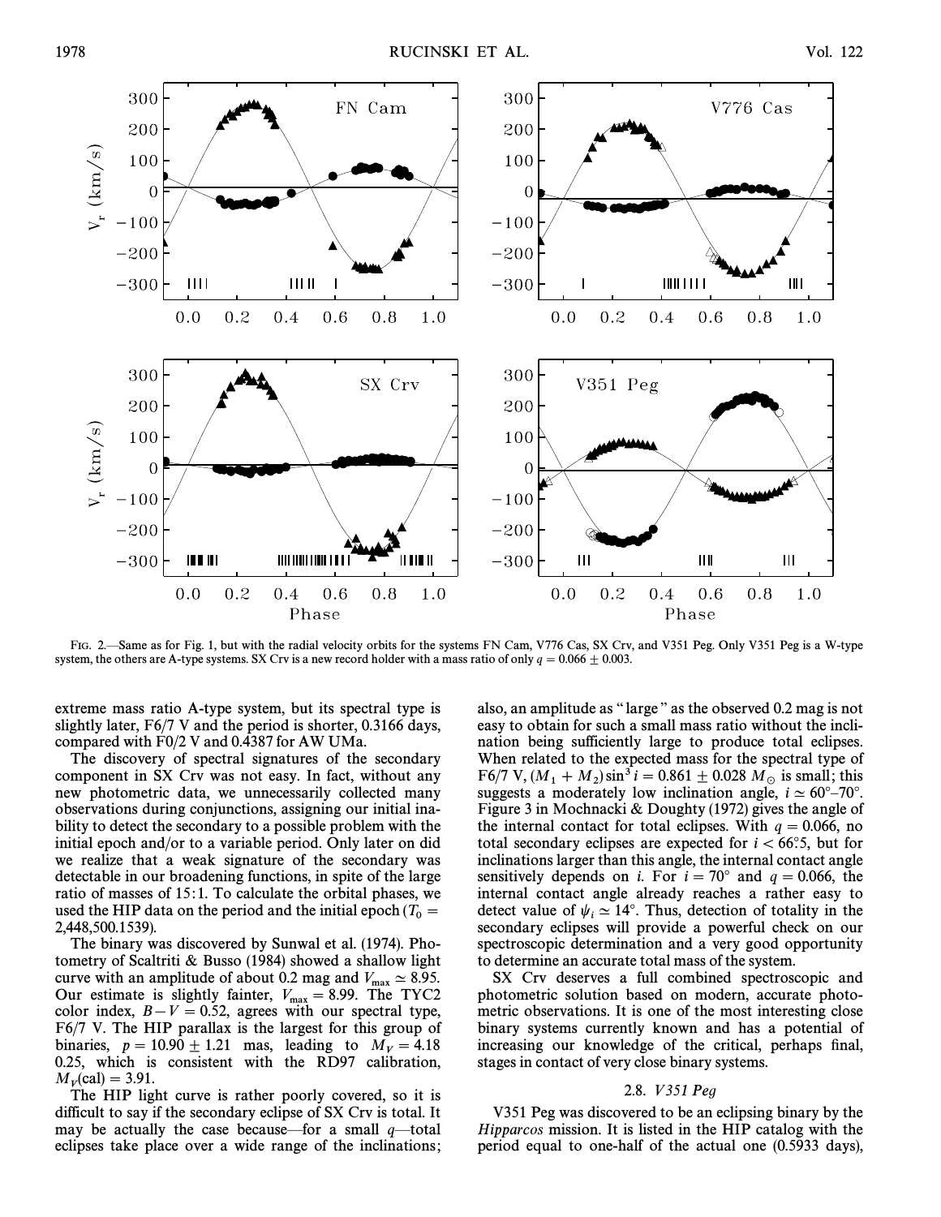FIG. 2.—Same as for Fig. 1, but with the radial velocity orbits for the systems FN Cam, V776 Cas, SX Crv, and V351 Peg. Only V351 Peg is a W-type system, the others are A-type systems. SX Crv is a new record holder with a mass ratio of only $q = 0.066 \pm 0.003$.

extreme mass ratio A-type system, but its spectral type is slightly later, F6/7 V and the period is shorter, 0.3166 days, compared with F0/2 V and 0.4387 for AW UMa.

The discovery of spectral signatures of the secondary component in SX Crv was not easy. In fact, without any new photometric data, we unnecessarily collected many observations during conjunctions, assigning our initial inability to detect the secondary to a possible problem with the initial epoch and/or to a variable period. Only later on did we realize that a weak signature of the secondary was detectable in our broadening functions, in spite of the large ratio of masses of 15:1. To calculate the orbital phases, we used the HIP data on the period and the initial epoch ($T_0$ = 2,448,500.1539).

The binary was discovered by Sunwal et al. (1974). Photometry of Scaltriti & Busso (1984) showed a shallow light curve with an amplitude of about 0.2 mag and $V_{\rm max} \simeq 8.95$. Our estimate is slightly fainter, $V_{\rm max} = 8.99$. The TYC2 color index, $B-V = 0.52$, agrees with our spectral type, F6/7 V. The HIP parallax is the largest for this group of binaries, $p = 10.90 \pm 1.21$ mas, leading to $M_V = 4.18$ 0.25, which is consistent with the RD97 calibration, $M_V$(cal) = 3.91.

The HIP light curve is rather poorly covered, so it is difficult to say if the secondary eclipse of SX Crv is total. It may be actually the case because—for a small $q$—total eclipses take place over a wide range of the inclinations; also, an amplitude as "large" as the observed 0.2 mag is not easy to obtain for such a small mass ratio without the inclination being sufficiently large to produce total eclipses. When related to the expected mass for the spectral type of F6/7 V, $(M_1 + M_2)\sin^3 i = 0.861 \pm 0.028\ M_\odot$ is small; this suggests a moderately low inclination angle, $i \simeq 60°$–$70°$. Figure 3 in Mochnacki & Doughty (1972) gives the angle of the internal contact for total eclipses. With $q = 0.066$, no total secondary eclipses are expected for $i < 66\overset{\circ}{.}5$, but for inclinations larger than this angle, the internal contact angle sensitively depends on $i$. For $i = 70°$ and $q = 0.066$, the internal contact angle already reaches a rather easy to detect value of $\psi_i \simeq 14°$. Thus, detection of totality in the secondary eclipses will provide a powerful check on our spectroscopic determination and a very good opportunity to determine an accurate total mass of the system.

SX Crv deserves a full combined spectroscopic and photometric solution based on modern, accurate photometric observations. It is one of the most interesting close binary systems currently known and has a potential of increasing our knowledge of the critical, perhaps final, stages in contact of very close binary systems.

### 2.8. *V351 Peg*

V351 Peg was discovered to be an eclipsing binary by the *Hipparcos* mission. It is listed in the HIP catalog with the period equal to one-half of the actual one (0.5933 days),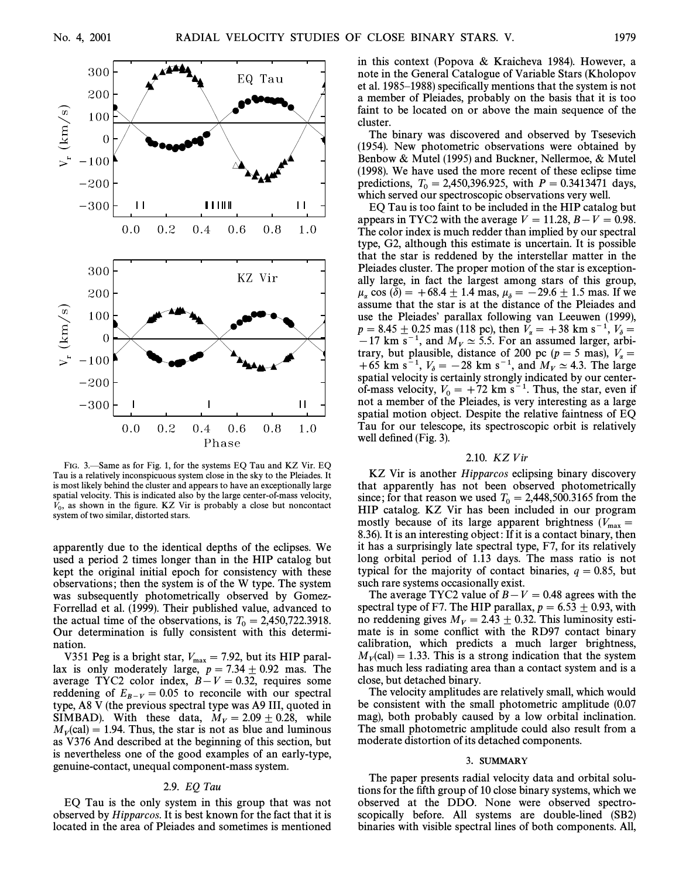FIG. 3.—Same as for Fig. 1, for the systems EQ Tau and KZ Vir. EQ Tau is a relatively inconspicuous system close in the sky to the Pleiades. It is most likely behind the cluster and appears to have an exceptionally large spatial velocity. This is indicated also by the large center-of-mass velocity, $V_0$, as shown in the figure. KZ Vir is probably a close but noncontact system of two similar, distorted stars.

apparently due to the identical depths of the eclipses. We used a period 2 times longer than in the HIP catalog but kept the original initial epoch for consistency with these observations; then the system is of the W type. The system was subsequently photometrically observed by Gomez-Forrellad et al. (1999). Their published value, advanced to the actual time of the observations, is $T_0 = 2{,}450{,}722.3918$. Our determination is fully consistent with this determination.

V351 Peg is a bright star, $V_{max} = 7.92$, but its HIP parallax is only moderately large, $p = 7.34 \pm 0.92$ mas. The average TYC2 color index, $B-V = 0.32$, requires some reddening of $E_{B-V} = 0.05$ to reconcile with our spectral type, A8 V (the previous spectral type was A9 III, quoted in SIMBAD). With these data, $M_V = 2.09 \pm 0.28$, while $M_V(\text{cal}) = 1.94$. Thus, the star is not as blue and luminous as V376 And described at the beginning of this section, but is nevertheless one of the good examples of an early-type, genuine-contact, unequal component-mass system.

### 2.9. *EQ Tau*

EQ Tau is the only system in this group that was not observed by *Hipparcos*. It is best known for the fact that it is located in the area of Pleiades and sometimes is mentioned in this context (Popova & Kraicheva 1984). However, a note in the General Catalogue of Variable Stars (Kholopov et al. 1985–1988) specifically mentions that the system is not a member of Pleiades, probably on the basis that it is too faint to be located on or above the main sequence of the cluster.

The binary was discovered and observed by Tsesevich (1954). New photometric observations were obtained by Benbow & Mutel (1995) and Buckner, Nellermoe, & Mutel (1998). We have used the more recent of these eclipse time predictions, $T_0 = 2{,}450{,}396.925$, with $P = 0.3413471$ days, which served our spectroscopic observations very well.

EQ Tau is too faint to be included in the HIP catalog but appears in TYC2 with the average $V = 11.28$, $B-V = 0.98$. The color index is much redder than implied by our spectral type, G2, although this estimate is uncertain. It is possible that the star is reddened by the interstellar matter in the Pleiades cluster. The proper motion of the star is exceptionally large, in fact the largest among stars of this group, $\mu_\alpha \cos(\delta) = +68.4 \pm 1.4$ mas, $\mu_\delta = -29.6 \pm 1.5$ mas. If we assume that the star is at the distance of the Pleiades and use the Pleiades' parallax following van Leeuwen (1999), $p = 8.45 \pm 0.25$ mas (118 pc), then $V_\alpha = +38$ km s$^{-1}$, $V_\delta = -17$ km s$^{-1}$, and $M_V \simeq 5.5$. For an assumed larger, arbitrary, but plausible, distance of 200 pc ($p = 5$ mas), $V_\alpha = +65$ km s$^{-1}$, $V_\delta = -28$ km s$^{-1}$, and $M_V \simeq 4.3$. The large spatial velocity is certainly strongly indicated by our center-of-mass velocity, $V_0 = +72$ km s$^{-1}$. Thus, the star, even if not a member of the Pleiades, is very interesting as a large spatial motion object. Despite the relative faintness of EQ Tau for our telescope, its spectroscopic orbit is relatively well defined (Fig. 3).

### 2.10. *KZ Vir*

KZ Vir is another *Hipparcos* eclipsing binary discovery that apparently has not been observed photometrically since; for that reason we used $T_0 = 2{,}448{,}500.3165$ from the HIP catalog. KZ Vir has been included in our program mostly because of its large apparent brightness ($V_{max} = 8.36$). It is an interesting object: If it is a contact binary, then it has a surprisingly late spectral type, F7, for its relatively long orbital period of 1.13 days. The mass ratio is not typical for the majority of contact binaries, $q = 0.85$, but such rare systems occasionally exist.

The average TYC2 value of $B-V = 0.48$ agrees with the spectral type of F7. The HIP parallax, $p = 6.53 \pm 0.93$, with no reddening gives $M_V = 2.43 \pm 0.32$. This luminosity estimate is in some conflict with the RD97 contact binary calibration, which predicts a much larger brightness, $M_V(\text{cal}) = 1.33$. This is a strong indication that the system has much less radiating area than a contact system and is a close, but detached binary.

The velocity amplitudes are relatively small, which would be consistent with the small photometric amplitude (0.07 mag), both probably caused by a low orbital inclination. The small photometric amplitude could also result from a moderate distortion of its detached components.

## 3. SUMMARY

The paper presents radial velocity data and orbital solutions for the fifth group of 10 close binary systems, which we observed at the DDO. None were observed spectroscopically before. All systems are double-lined (SB2) binaries with visible spectral lines of both components. All,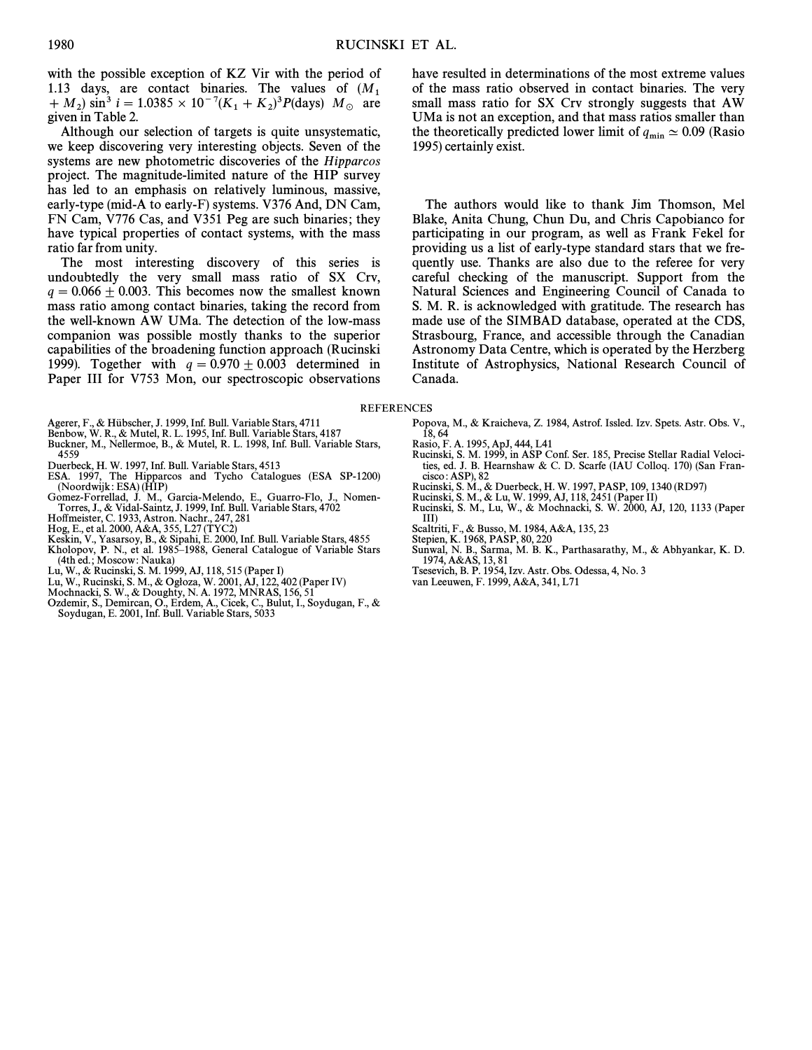with the possible exception of KZ Vir with the period of 1.13 days, are contact binaries. The values of $(M_1 + M_2) \sin^3 i = 1.0385 \times 10^{-7}(K_1 + K_2)^3 P(\text{days})\ M_\odot$ are given in Table 2.

Although our selection of targets is quite unsystematic, we keep discovering very interesting objects. Seven of the systems are new photometric discoveries of the *Hipparcos* project. The magnitude-limited nature of the HIP survey has led to an emphasis on relatively luminous, massive, early-type (mid-A to early-F) systems. V376 And, DN Cam, FN Cam, V776 Cas, and V351 Peg are such binaries; they have typical properties of contact systems, with the mass ratio far from unity.

The most interesting discovery of this series is undoubtedly the very small mass ratio of SX Crv, $q = 0.066 \pm 0.003$. This becomes now the smallest known mass ratio among contact binaries, taking the record from the well-known AW UMa. The detection of the low-mass companion was possible mostly thanks to the superior capabilities of the broadening function approach (Rucinski 1999). Together with $q = 0.970 \pm 0.003$ determined in Paper III for V753 Mon, our spectroscopic observations have resulted in determinations of the most extreme values of the mass ratio observed in contact binaries. The very small mass ratio for SX Crv strongly suggests that AW UMa is not an exception, and that mass ratios smaller than the theoretically predicted lower limit of $q_{\min} \simeq 0.09$ (Rasio 1995) certainly exist.

The authors would like to thank Jim Thomson, Mel Blake, Anita Chung, Chun Du, and Chris Capobianco for participating in our program, as well as Frank Fekel for providing us a list of early-type standard stars that we frequently use. Thanks are also due to the referee for very careful checking of the manuscript. Support from the Natural Sciences and Engineering Council of Canada to S. M. R. is acknowledged with gratitude. The research has made use of the SIMBAD database, operated at the CDS, Strasbourg, France, and accessible through the Canadian Astronomy Data Centre, which is operated by the Herzberg Institute of Astrophysics, National Research Council of Canada.

## REFERENCES

Agerer, F., & Hübscher, J. 1999, Inf. Bull. Variable Stars, 4711
Benbow, W. R., & Mutel, R. L. 1995, Inf. Bull. Variable Stars, 4187
Buckner, M., Nellermoe, B., & Mutel, R. L. 1998, Inf. Bull. Variable Stars, 4559
Duerbeck, H. W. 1997, Inf. Bull. Variable Stars, 4513
ESA. 1997, The Hipparcos and Tycho Catalogues (ESA SP-1200) (Noordwijk: ESA) (HIP)
Gomez-Forrellad, J. M., Garcia-Melendo, E., Guarro-Flo, J., Nomen-Torres, J., & Vidal-Saintz, J. 1999, Inf. Bull. Variable Stars, 4702
Hoffmeister, C. 1933, Astron. Nachr., 247, 281
Hog, E., et al. 2000, A&A, 355, L27 (TYC2)
Keskin, V., Yasarsoy, B., & Sipahi, E. 2000, Inf. Bull. Variable Stars, 4855
Kholopov, P. N., et al. 1985–1988, General Catalogue of Variable Stars (4th ed.; Moscow: Nauka)
Lu, W., & Rucinski, S. M. 1999, AJ, 118, 515 (Paper I)
Lu, W., Rucinski, S. M., & Ogłoza, W. 2001, AJ, 122, 402 (Paper IV)
Mochnacki, S. W., & Doughty, N. A. 1972, MNRAS, 156, 51
Ozdemir, S., Demircan, O., Erdem, A., Cicek, C., Bulut, I., Soydugan, F., & Soydugan, E. 2001, Inf. Bull. Variable Stars, 5033
Popova, M., & Kraicheva, Z. 1984, Astrof. Issled. Izv. Spets. Astr. Obs. V., 18, 64
Rasio, F. A. 1995, ApJ, 444, L41
Rucinski, S. M. 1999, in ASP Conf. Ser. 185, Precise Stellar Radial Velocities, ed. J. B. Hearnshaw & C. D. Scarfe (IAU Colloq. 170) (San Francisco: ASP), 82
Rucinski, S. M., & Duerbeck, H. W. 1997, PASP, 109, 1340 (RD97)
Rucinski, S. M., & Lu, W. 1999, AJ, 118, 2451 (Paper II)
Rucinski, S. M., Lu, W., & Mochnacki, S. W. 2000, AJ, 120, 1133 (Paper III)
Scaltriti, F., & Busso, M. 1984, A&A, 135, 23
Stepien, K. 1968, PASP, 80, 220
Sunwal, N. B., Sarma, M. B. K., Parthasarathy, M., & Abhyankar, K. D. 1974, A&AS, 13, 81
Tsesevich, B. P. 1954, Izv. Astr. Obs. Odessa, 4, No. 3
van Leeuwen, F. 1999, A&A, 341, L71